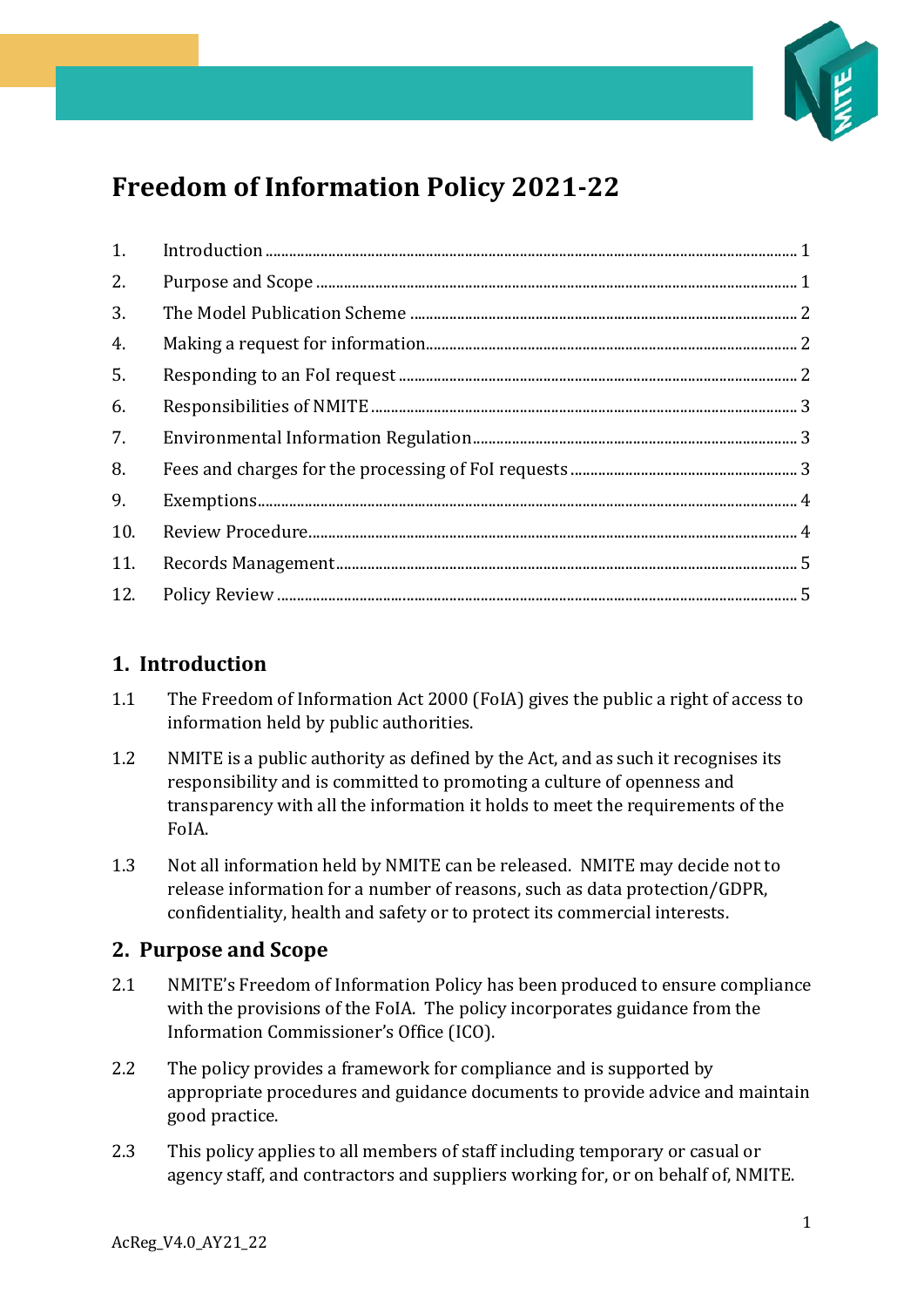# Freedom of Information Policy 2021-22

1. Introduction ........ 1
2. Purpose and Scope ........ 1
3. The Model Publication Scheme ........ 2
4. Making a request for information ........ 2
5. Responding to an FoI request ........ 2
6. Responsibilities of NMITE ........ 3
7. Environmental Information Regulation ........ 3
8. Fees and charges for the processing of FoI requests ........ 3
9. Exemptions ........ 4
10. Review Procedure ........ 4
11. Records Management ........ 5
12. Policy Review ........ 5

## 1. Introduction

1.1 The Freedom of Information Act 2000 (FoIA) gives the public a right of access to information held by public authorities.

1.2 NMITE is a public authority as defined by the Act, and as such it recognises its responsibility and is committed to promoting a culture of openness and transparency with all the information it holds to meet the requirements of the FoIA.

1.3 Not all information held by NMITE can be released. NMITE may decide not to release information for a number of reasons, such as data protection/GDPR, confidentiality, health and safety or to protect its commercial interests.

## 2. Purpose and Scope

2.1 NMITE's Freedom of Information Policy has been produced to ensure compliance with the provisions of the FoIA. The policy incorporates guidance from the Information Commissioner's Office (ICO).

2.2 The policy provides a framework for compliance and is supported by appropriate procedures and guidance documents to provide advice and maintain good practice.

2.3 This policy applies to all members of staff including temporary or casual or agency staff, and contractors and suppliers working for, or on behalf of, NMITE.

AcReg_V4.0_AY21_22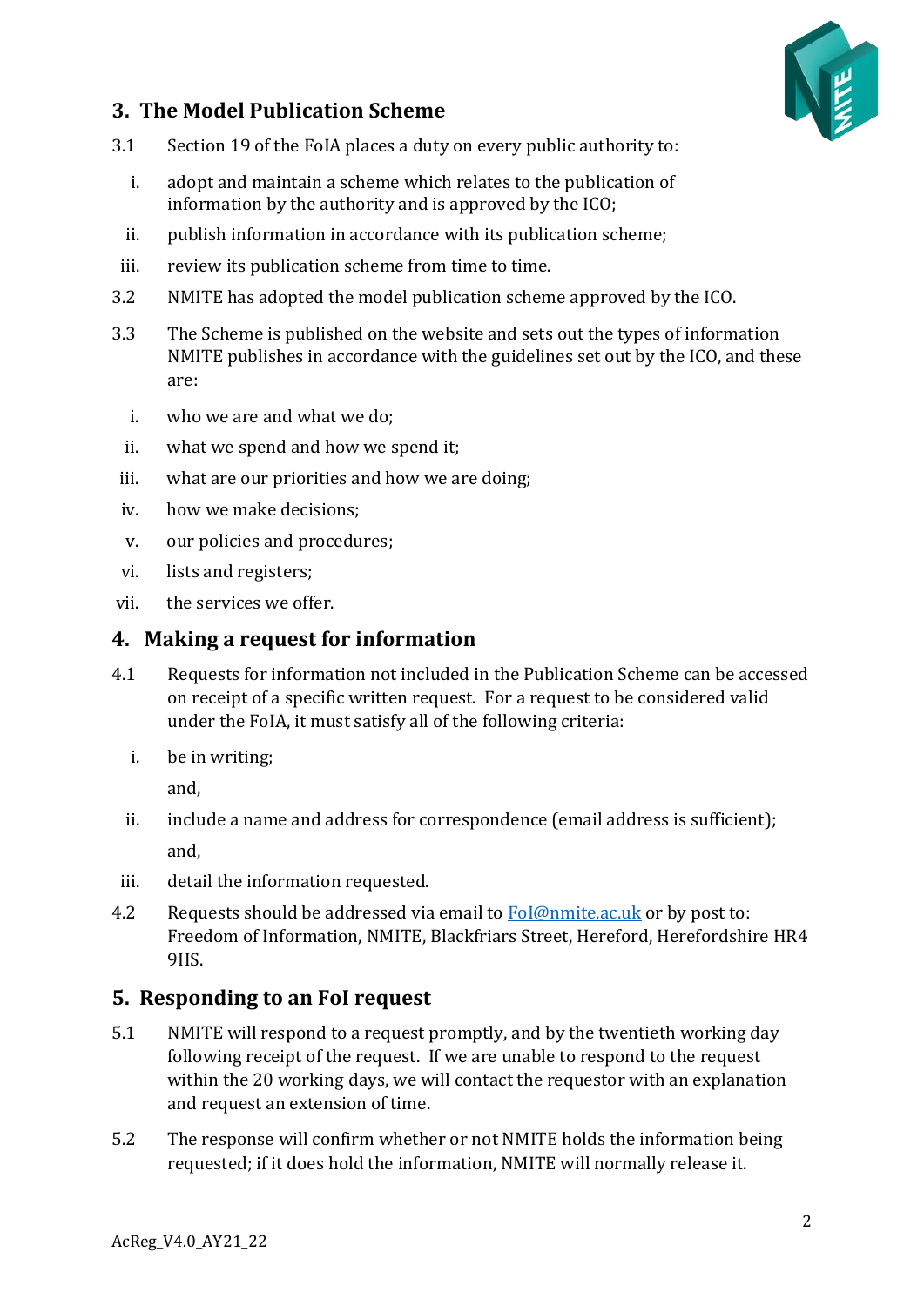## 3. The Model Publication Scheme

3.1 Section 19 of the FoIA places a duty on every public authority to:

i. adopt and maintain a scheme which relates to the publication of information by the authority and is approved by the ICO;

ii. publish information in accordance with its publication scheme;

iii. review its publication scheme from time to time.

3.2 NMITE has adopted the model publication scheme approved by the ICO.

3.3 The Scheme is published on the website and sets out the types of information NMITE publishes in accordance with the guidelines set out by the ICO, and these are:

i. who we are and what we do;

ii. what we spend and how we spend it;

iii. what are our priorities and how we are doing;

iv. how we make decisions;

v. our policies and procedures;

vi. lists and registers;

vii. the services we offer.

## 4. Making a request for information

4.1 Requests for information not included in the Publication Scheme can be accessed on receipt of a specific written request. For a request to be considered valid under the FoIA, it must satisfy all of the following criteria:

i. be in writing;

and,

ii. include a name and address for correspondence (email address is sufficient);

and,

iii. detail the information requested.

4.2 Requests should be addressed via email to FoI@nmite.ac.uk or by post to: Freedom of Information, NMITE, Blackfriars Street, Hereford, Herefordshire HR4 9HS.

## 5. Responding to an FoI request

5.1 NMITE will respond to a request promptly, and by the twentieth working day following receipt of the request. If we are unable to respond to the request within the 20 working days, we will contact the requestor with an explanation and request an extension of time.

5.2 The response will confirm whether or not NMITE holds the information being requested; if it does hold the information, NMITE will normally release it.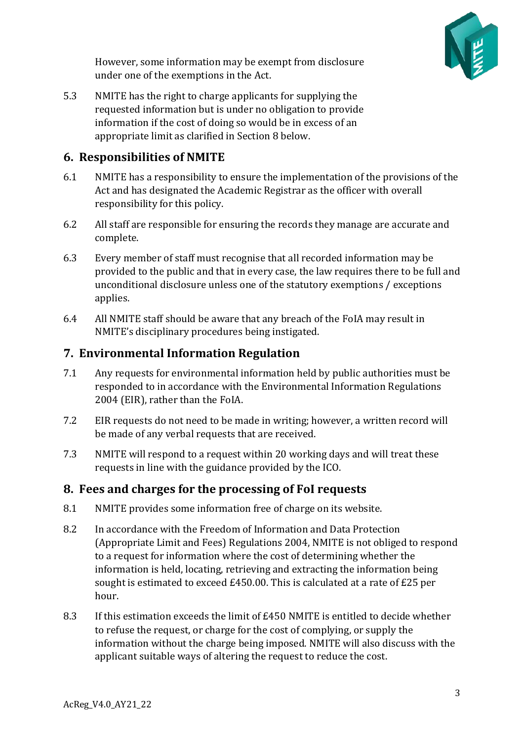However, some information may be exempt from disclosure under one of the exemptions in the Act.

5.3 NMITE has the right to charge applicants for supplying the requested information but is under no obligation to provide information if the cost of doing so would be in excess of an appropriate limit as clarified in Section 8 below.

## 6. Responsibilities of NMITE

6.1 NMITE has a responsibility to ensure the implementation of the provisions of the Act and has designated the Academic Registrar as the officer with overall responsibility for this policy.

6.2 All staff are responsible for ensuring the records they manage are accurate and complete.

6.3 Every member of staff must recognise that all recorded information may be provided to the public and that in every case, the law requires there to be full and unconditional disclosure unless one of the statutory exemptions / exceptions applies.

6.4 All NMITE staff should be aware that any breach of the FoIA may result in NMITE's disciplinary procedures being instigated.

## 7. Environmental Information Regulation

7.1 Any requests for environmental information held by public authorities must be responded to in accordance with the Environmental Information Regulations 2004 (EIR), rather than the FoIA.

7.2 EIR requests do not need to be made in writing; however, a written record will be made of any verbal requests that are received.

7.3 NMITE will respond to a request within 20 working days and will treat these requests in line with the guidance provided by the ICO.

## 8. Fees and charges for the processing of FoI requests

8.1 NMITE provides some information free of charge on its website.

8.2 In accordance with the Freedom of Information and Data Protection (Appropriate Limit and Fees) Regulations 2004, NMITE is not obliged to respond to a request for information where the cost of determining whether the information is held, locating, retrieving and extracting the information being sought is estimated to exceed £450.00. This is calculated at a rate of £25 per hour.

8.3 If this estimation exceeds the limit of £450 NMITE is entitled to decide whether to refuse the request, or charge for the cost of complying, or supply the information without the charge being imposed. NMITE will also discuss with the applicant suitable ways of altering the request to reduce the cost.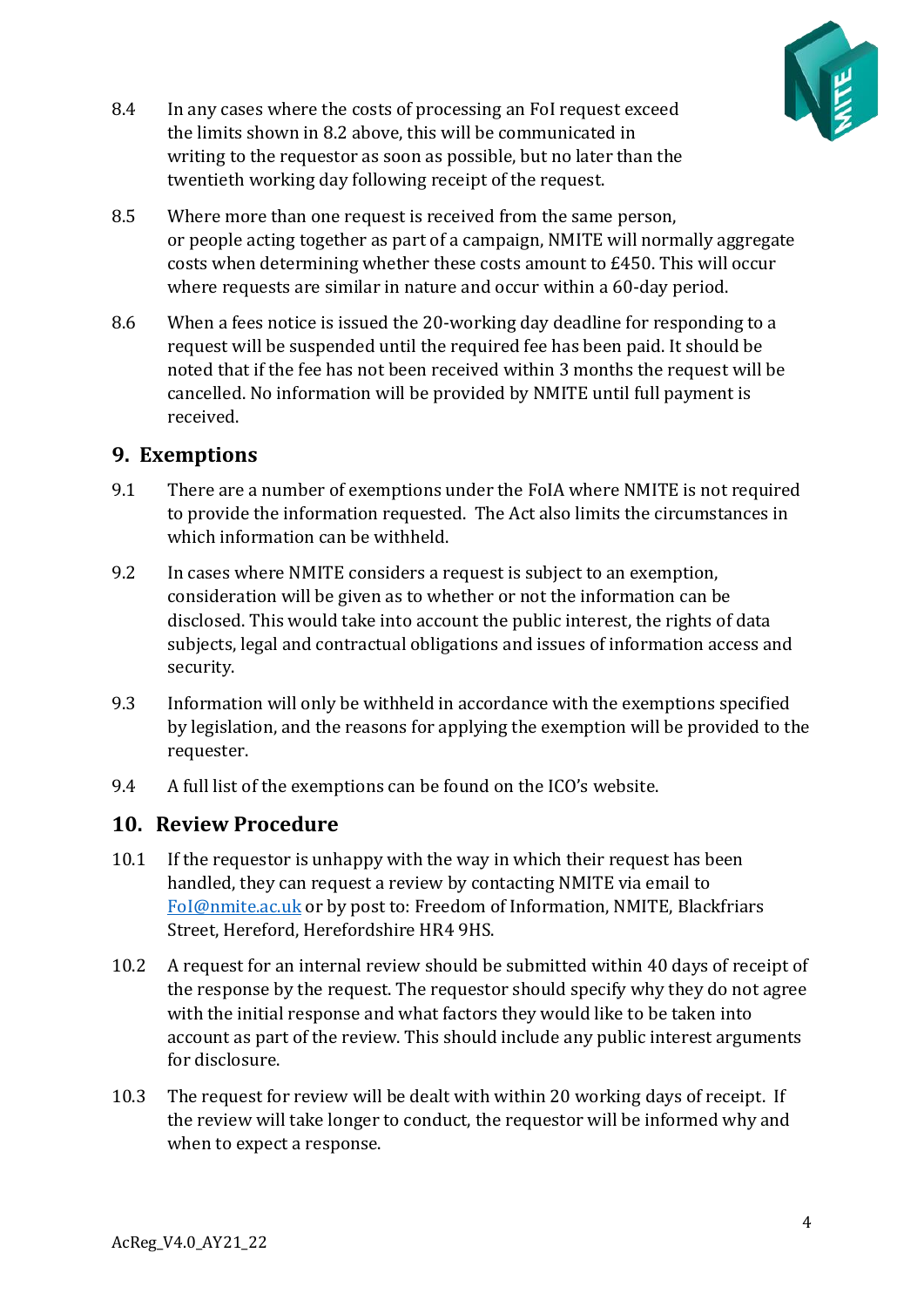8.4 In any cases where the costs of processing an FoI request exceed the limits shown in 8.2 above, this will be communicated in writing to the requestor as soon as possible, but no later than the twentieth working day following receipt of the request.

8.5 Where more than one request is received from the same person, or people acting together as part of a campaign, NMITE will normally aggregate costs when determining whether these costs amount to £450. This will occur where requests are similar in nature and occur within a 60-day period.

8.6 When a fees notice is issued the 20-working day deadline for responding to a request will be suspended until the required fee has been paid. It should be noted that if the fee has not been received within 3 months the request will be cancelled. No information will be provided by NMITE until full payment is received.

## 9. Exemptions

9.1 There are a number of exemptions under the FoIA where NMITE is not required to provide the information requested. The Act also limits the circumstances in which information can be withheld.

9.2 In cases where NMITE considers a request is subject to an exemption, consideration will be given as to whether or not the information can be disclosed. This would take into account the public interest, the rights of data subjects, legal and contractual obligations and issues of information access and security.

9.3 Information will only be withheld in accordance with the exemptions specified by legislation, and the reasons for applying the exemption will be provided to the requester.

9.4 A full list of the exemptions can be found on the ICO's website.

## 10. Review Procedure

10.1 If the requestor is unhappy with the way in which their request has been handled, they can request a review by contacting NMITE via email to FoI@nmite.ac.uk or by post to: Freedom of Information, NMITE, Blackfriars Street, Hereford, Herefordshire HR4 9HS.

10.2 A request for an internal review should be submitted within 40 days of receipt of the response by the request. The requestor should specify why they do not agree with the initial response and what factors they would like to be taken into account as part of the review. This should include any public interest arguments for disclosure.

10.3 The request for review will be dealt with within 20 working days of receipt. If the review will take longer to conduct, the requestor will be informed why and when to expect a response.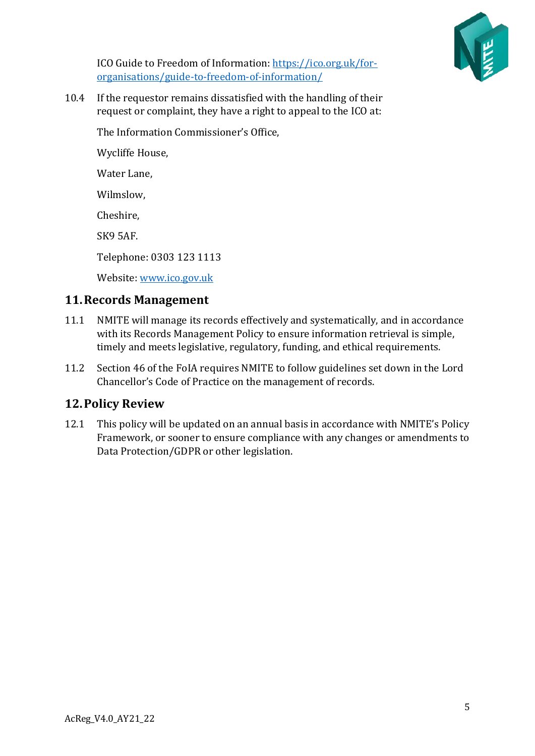ICO Guide to Freedom of Information: [https://ico.org.uk/for-organisations/guide-to-freedom-of-information/](https://ico.org.uk/for-organisations/guide-to-freedom-of-information/)

10.4 If the requestor remains dissatisfied with the handling of their request or complaint, they have a right to appeal to the ICO at:

The Information Commissioner's Office,

Wycliffe House,

Water Lane,

Wilmslow,

Cheshire,

SK9 5AF.

Telephone: 0303 123 1113

Website: [www.ico.gov.uk](http://www.ico.gov.uk)

## 11. Records Management

11.1 NMITE will manage its records effectively and systematically, and in accordance with its Records Management Policy to ensure information retrieval is simple, timely and meets legislative, regulatory, funding, and ethical requirements.

11.2 Section 46 of the FoIA requires NMITE to follow guidelines set down in the Lord Chancellor's Code of Practice on the management of records.

## 12. Policy Review

12.1 This policy will be updated on an annual basis in accordance with NMITE's Policy Framework, or sooner to ensure compliance with any changes or amendments to Data Protection/GDPR or other legislation.